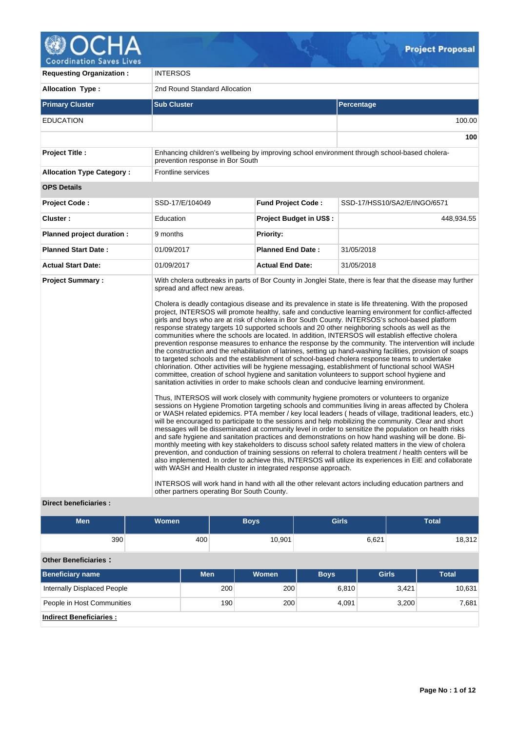# Project Proposal

| | | | |
|---|---|---|---|
| **Requesting Organization :** | INTERSOS | | |
| **Allocation Type :** | 2nd Round Standard Allocation | | |

| **Primary Cluster** | **Sub Cluster** | **Percentage** |
|---|---|---|
| EDUCATION | | 100.00 |
| | | **100** |

| | |
|---|---|
| **Project Title :** | Enhancing children's wellbeing by improving school environment through school-based cholera-prevention response in Bor South |
| **Allocation Type Category :** | Frontline services |

**OPS Details**

| | | | |
|---|---|---|---|
| **Project Code :** | SSD-17/E/104049 | **Fund Project Code :** | SSD-17/HSS10/SA2/E/INGO/6571 |
| **Cluster :** | Education | **Project Budget in US$ :** | 448,934.55 |
| **Planned project duration :** | 9 months | **Priority:** | |
| **Planned Start Date :** | 01/09/2017 | **Planned End Date :** | 31/05/2018 |
| **Actual Start Date:** | 01/09/2017 | **Actual End Date:** | 31/05/2018 |

**Project Summary :**

With cholera outbreaks in parts of Bor County in Jonglei State, there is fear that the disease may further spread and affect new areas.

Cholera is deadly contagious disease and its prevalence in state is life threatening. With the proposed project, INTERSOS will promote healthy, safe and conductive learning environment for conflict-affected girls and boys who are at risk of cholera in Bor South County. INTERSOS's school-based platform response strategy targets 10 supported schools and 20 other neighboring schools as well as the communities where the schools are located. In addition, INTERSOS will establish effective cholera prevention response measures to enhance the response by the community. The intervention will include the construction and the rehabilitation of latrines, setting up hand-washing facilities, provision of soaps to targeted schools and the establishment of school-based cholera response teams to undertake chlorination. Other activities will be hygiene messaging, establishment of functional school WASH committee, creation of school hygiene and sanitation volunteers to support school hygiene and sanitation activities in order to make schools clean and conducive learning environment.

Thus, INTERSOS will work closely with community hygiene promoters or volunteers to organize sessions on Hygiene Promotion targeting schools and communities living in areas affected by Cholera or WASH related epidemics. PTA member / key local leaders ( heads of village, traditional leaders, etc.) will be encouraged to participate to the sessions and help mobilizing the community. Clear and short messages will be disseminated at community level in order to sensitize the population on health risks and safe hygiene and sanitation practices and demonstrations on how hand washing will be done. Bi-monthly meeting with key stakeholders to discuss school safety related matters in the view of cholera prevention, and conduction of training sessions on referral to cholera treatment / health centers will be also implemented. In order to achieve this, INTERSOS will utilize its experiences in EiE and collaborate with WASH and Health cluster in integrated response approach.

INTERSOS will work hand in hand with all the other relevant actors including education partners and other partners operating Bor South County.

**Direct beneficiaries :**

| Men | Women | Boys | Girls | Total |
|---|---|---|---|---|
| 390 | 400 | 10,901 | 6,621 | 18,312 |

**Other Beneficiaries :**

| Beneficiary name | Men | Women | Boys | Girls | Total |
|---|---|---|---|---|---|
| Internally Displaced People | 200 | 200 | 6,810 | 3,421 | 10,631 |
| People in Host Communities | 190 | 200 | 4,091 | 3,200 | 7,681 |

**Indirect Beneficiaries :**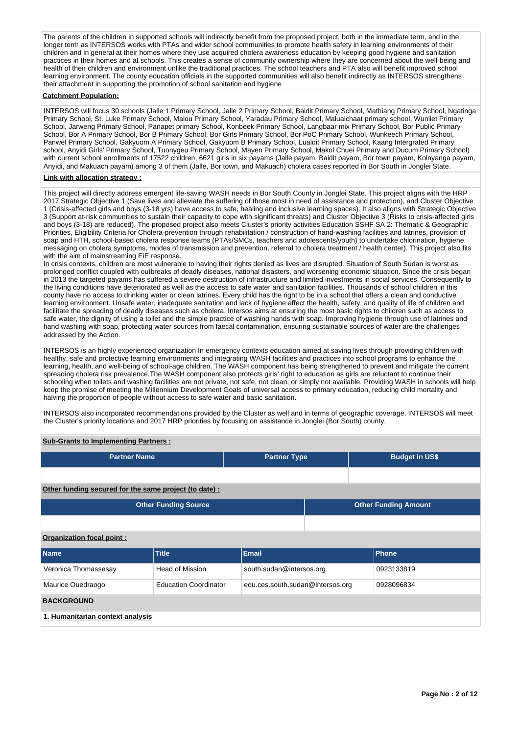The parents of the children in supported schools will indirectly benefit from the proposed project, both in the immediate term, and in the longer term as INTERSOS works with PTAs and wider school communities to promote health safety in learning environments of their children and in general at their homes where they use acquired cholera awareness education by keeping good hygiene and sanitation practices in their homes and at schools. This creates a sense of community ownership where they are concerned about the well-being and health of their children and environment unlike the traditional practices. The school teachers and PTA also will benefit improved school learning environment. The county education officials in the supported communities will also benefit indirectly as INTERSOS strengthens their attachment in supporting the promotion of school sanitation and hygiene

**Catchment Population:**

INTERSOS will focus 30 schools (Jalle 1 Primary School, Jalle 2 Primary School, Baidit Primary School, Mathiang Primary School, Ngatinga Primary School, St. Luke Primary School, Malou Primary School, Yaradau Primary School, Malualchaat primary school, Wunliet Primary School, Jarweng Primary School, Panapet primary School, Konbeek Primary School, Langbaar mix Primary School, Bor Public Primary School, Bor A Primary School, Bor B Primary School, Bor Girls Primary School, Bor PoC Primary School, Wunkeech Primary School, Panwel Primary School, Gakyuom A Primary School, Gakyuom B Primary School, Lualdit Primary School, Kaang Intergrated Primary school, Anyidi Girls' Primary School, Tuonygeu Primary School, Mayen Primary School, Makol Chuei Primary and Ducum Primary School) with current school enrollments of 17522 children, 6621 girls in six payams (Jalle payam, Baidit payam, Bor town payam, Kolnyanga payam, Anyidi, and Makuach payam) among 3 of them (Jalle, Bor town, and Makuach) cholera cases reported in Bor South in Jonglei State.

**Link with allocation strategy :**

This project will directly address emergent life-saving WASH needs in Bor South County in Jonglei State. This project aligns with the HRP 2017 Strategic Objective 1 (Save lives and alleviate the suffering of those most in need of assistance and protection), and Cluster Objective 1 (Crisis-affected girls and boys (3-18 yrs) have access to safe, healing and inclusive learning spaces). It also aligns with Strategic Objective 3 (Support at-risk communities to sustain their capacity to cope with significant threats) and Cluster Objective 3 (Risks to crisis-affected girls and boys (3-18) are reduced). The proposed project also meets Cluster's priority activities Education SSHF SA 2: Thematic & Geographic Priorities, Eligibility Criteria for Cholera-prevention through rehabilitation / construction of hand-washing facilities and latrines, provision of soap and HTH, school-based cholera response teams (PTAs/SMCs, teachers and adolescents/youth) to undertake chlorination, hygiene messaging on cholera symptoms, modes of transmission and prevention, referral to cholera treatment / health center). This project also fits with the aim of mainstreaming EiE response.
In crisis contexts, children are most vulnerable to having their rights denied as lives are disrupted. Situation of South Sudan is worst as prolonged conflict coupled with outbreaks of deadly diseases, national disasters, and worsening economic situation. Since the crisis began in 2013 the targeted payams has suffered a severe destruction of infrastructure and limited investments in social services. Consequently to the living conditions have deteriorated as well as the access to safe water and sanitation facilities. Thousands of school children in this county have no access to drinking water or clean latrines. Every child has the right to be in a school that offers a clean and conductive learning environment. Unsafe water, inadequate sanitation and lack of hygiene affect the health, safety, and quality of life of children and facilitate the spreading of deadly diseases such as cholera. Intersos aims at ensuring the most basic rights to children such as access to safe water, the dignity of using a toilet and the simple practice of washing hands with soap. Improving hygiene through use of latrines and hand washing with soap, protecting water sources from faecal contamination, ensuring sustainable sources of water are the challenges addressed by the Action.

INTERSOS is an highly experienced organization In emergency contexts education aimed at saving lives through providing children with healthy, safe and protective learning environments and integrating WASH facilities and practices into school programs to enhance the learning, health, and well-being of school-age children. The WASH component has being strengthened to prevent and mitigate the current spreading cholera risk prevalence.The WASH component also protects girls' right to education as girls are reluctant to continue their schooling when toilets and washing facilities are not private, not safe, not clean, or simply not available. Providing WASH in schools will help keep the promise of meeting the Millennium Development Goals of universal access to primary education, reducing child mortality and halving the proportion of people without access to safe water and basic sanitation.

INTERSOS also incorporated recommendations provided by the Cluster as well and in terms of geographic coverage, INTERSOS will meet the Cluster's priority locations and 2017 HRP priorities by focusing on assistance in Jonglei (Bor South) county.

**Sub-Grants to Implementing Partners :**

| Partner Name | Partner Type | Budget in US$ |
|---|---|---|
| | | |

**Other funding secured for the same project (to date) :**

| Other Funding Source | Other Funding Amount |
|---|---|
| | |

**Organization focal point :**

| Name | Title | Email | Phone |
|---|---|---|---|
| Veronica Thomassesay | Head of Mission | south.sudan@intersos.org | 0923133819 |
| Maurice Ouedraogo | Education Coordinator | edu.ces.south.sudan@intersos.org | 0928096834 |

**BACKGROUND**

**1. Humanitarian context analysis**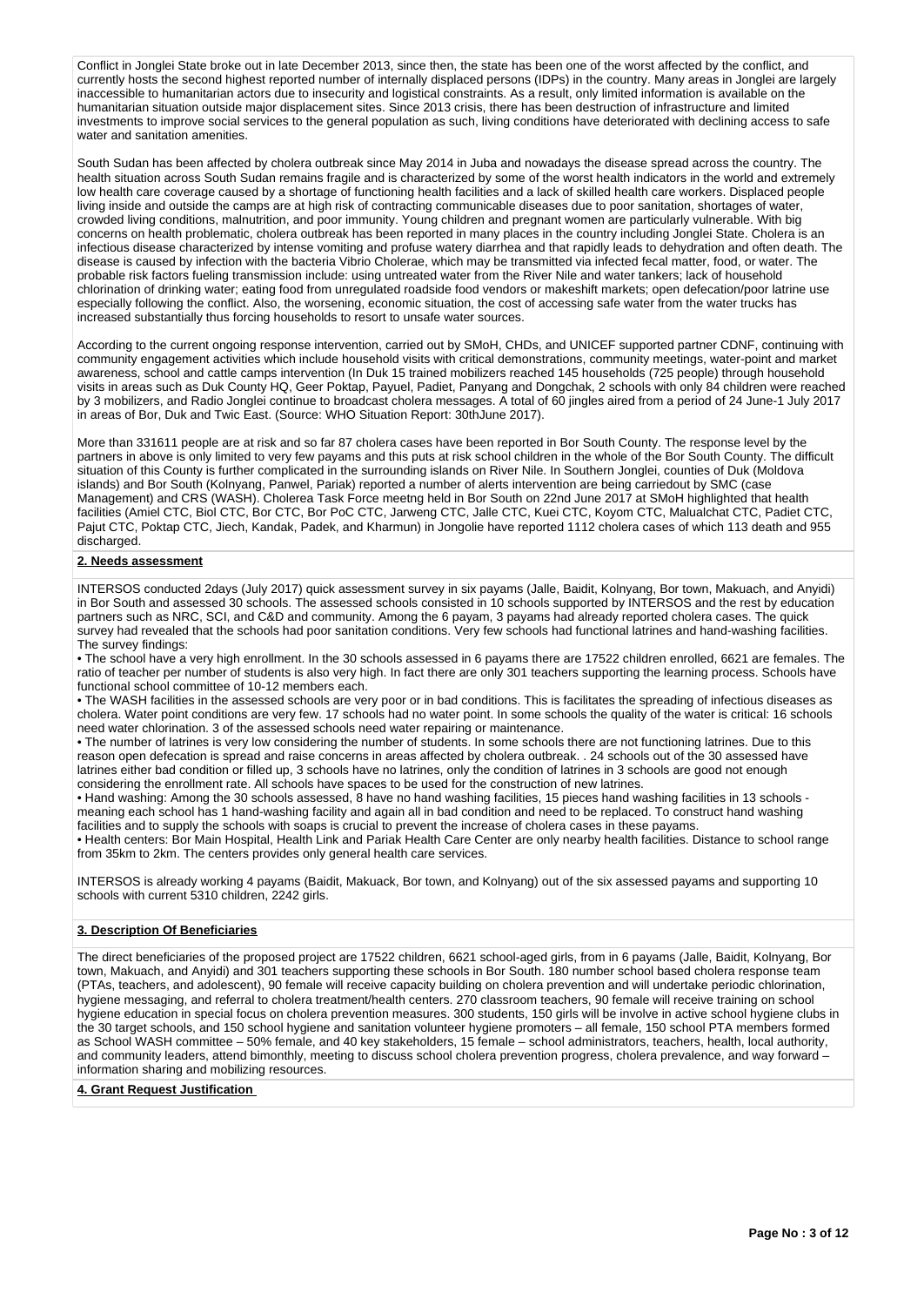Conflict in Jonglei State broke out in late December 2013, since then, the state has been one of the worst affected by the conflict, and currently hosts the second highest reported number of internally displaced persons (IDPs) in the country. Many areas in Jonglei are largely inaccessible to humanitarian actors due to insecurity and logistical constraints. As a result, only limited information is available on the humanitarian situation outside major displacement sites. Since 2013 crisis, there has been destruction of infrastructure and limited investments to improve social services to the general population as such, living conditions have deteriorated with declining access to safe water and sanitation amenities.

South Sudan has been affected by cholera outbreak since May 2014 in Juba and nowadays the disease spread across the country. The health situation across South Sudan remains fragile and is characterized by some of the worst health indicators in the world and extremely low health care coverage caused by a shortage of functioning health facilities and a lack of skilled health care workers. Displaced people living inside and outside the camps are at high risk of contracting communicable diseases due to poor sanitation, shortages of water, crowded living conditions, malnutrition, and poor immunity. Young children and pregnant women are particularly vulnerable. With big concerns on health problematic, cholera outbreak has been reported in many places in the country including Jonglei State. Cholera is an infectious disease characterized by intense vomiting and profuse watery diarrhea and that rapidly leads to dehydration and often death. The disease is caused by infection with the bacteria Vibrio Cholerae, which may be transmitted via infected fecal matter, food, or water. The probable risk factors fueling transmission include: using untreated water from the River Nile and water tankers; lack of household chlorination of drinking water; eating food from unregulated roadside food vendors or makeshift markets; open defecation/poor latrine use especially following the conflict. Also, the worsening, economic situation, the cost of accessing safe water from the water trucks has increased substantially thus forcing households to resort to unsafe water sources.

According to the current ongoing response intervention, carried out by SMoH, CHDs, and UNICEF supported partner CDNF, continuing with community engagement activities which include household visits with critical demonstrations, community meetings, water-point and market awareness, school and cattle camps intervention (In Duk 15 trained mobilizers reached 145 households (725 people) through household visits in areas such as Duk County HQ, Geer Poktap, Payuel, Padiet, Panyang and Dongchak, 2 schools with only 84 children were reached by 3 mobilizers, and Radio Jonglei continue to broadcast cholera messages. A total of 60 jingles aired from a period of 24 June-1 July 2017 in areas of Bor, Duk and Twic East. (Source: WHO Situation Report: 30thJune 2017).

More than 331611 people are at risk and so far 87 cholera cases have been reported in Bor South County. The response level by the partners in above is only limited to very few payams and this puts at risk school children in the whole of the Bor South County. The difficult situation of this County is further complicated in the surrounding islands on River Nile. In Southern Jonglei, counties of Duk (Moldova islands) and Bor South (Kolnyang, Panwel, Pariak) reported a number of alerts intervention are being carriedout by SMC (case Management) and CRS (WASH). Cholerea Task Force meetng held in Bor South on 22nd June 2017 at SMoH highlighted that health facilities (Amiel CTC, Biol CTC, Bor CTC, Bor PoC CTC, Jarweng CTC, Jalle CTC, Kuei CTC, Koyom CTC, Malualchat CTC, Padiet CTC, Pajut CTC, Poktap CTC, Jiech, Kandak, Padek, and Kharmun) in Jongolie have reported 1112 cholera cases of which 113 death and 955 discharged.

## 2. Needs assessment

INTERSOS conducted 2days (July 2017) quick assessment survey in six payams (Jalle, Baidit, Kolnyang, Bor town, Makuach, and Anyidi) in Bor South and assessed 30 schools. The assessed schools consisted in 10 schools supported by INTERSOS and the rest by education partners such as NRC, SCI, and C&D and community. Among the 6 payam, 3 payams had already reported cholera cases. The quick survey had revealed that the schools had poor sanitation conditions. Very few schools had functional latrines and hand-washing facilities. The survey findings:

• The school have a very high enrollment. In the 30 schools assessed in 6 payams there are 17522 children enrolled, 6621 are females. The ratio of teacher per number of students is also very high. In fact there are only 301 teachers supporting the learning process. Schools have functional school committee of 10-12 members each.

• The WASH facilities in the assessed schools are very poor or in bad conditions. This is facilitates the spreading of infectious diseases as cholera. Water point conditions are very few. 17 schools had no water point. In some schools the quality of the water is critical: 16 schools need water chlorination. 3 of the assessed schools need water repairing or maintenance.

• The number of latrines is very low considering the number of students. In some schools there are not functioning latrines. Due to this reason open defecation is spread and raise concerns in areas affected by cholera outbreak. . 24 schools out of the 30 assessed have latrines either bad condition or filled up, 3 schools have no latrines, only the condition of latrines in 3 schools are good not enough considering the enrollment rate. All schools have spaces to be used for the construction of new latrines.

• Hand washing: Among the 30 schools assessed, 8 have no hand washing facilities, 15 pieces hand washing facilities in 13 schools - meaning each school has 1 hand-washing facility and again all in bad condition and need to be replaced. To construct hand washing facilities and to supply the schools with soaps is crucial to prevent the increase of cholera cases in these payams.

• Health centers: Bor Main Hospital, Health Link and Pariak Health Care Center are only nearby health facilities. Distance to school range from 35km to 2km. The centers provides only general health care services.

INTERSOS is already working 4 payams (Baidit, Makuack, Bor town, and Kolnyang) out of the six assessed payams and supporting 10 schools with current 5310 children, 2242 girls.

## 3. Description Of Beneficiaries

The direct beneficiaries of the proposed project are 17522 children, 6621 school-aged girls, from in 6 payams (Jalle, Baidit, Kolnyang, Bor town, Makuach, and Anyidi) and 301 teachers supporting these schools in Bor South. 180 number school based cholera response team (PTAs, teachers, and adolescent), 90 female will receive capacity building on cholera prevention and will undertake periodic chlorination, hygiene messaging, and referral to cholera treatment/health centers. 270 classroom teachers, 90 female will receive training on school hygiene education in special focus on cholera prevention measures. 300 students, 150 girls will be involve in active school hygiene clubs in the 30 target schools, and 150 school hygiene and sanitation volunteer hygiene promoters – all female, 150 school PTA members formed as School WASH committee – 50% female, and 40 key stakeholders, 15 female – school administrators, teachers, health, local authority, and community leaders, attend bimonthly, meeting to discuss school cholera prevention progress, cholera prevalence, and way forward – information sharing and mobilizing resources.

## 4. Grant Request Justification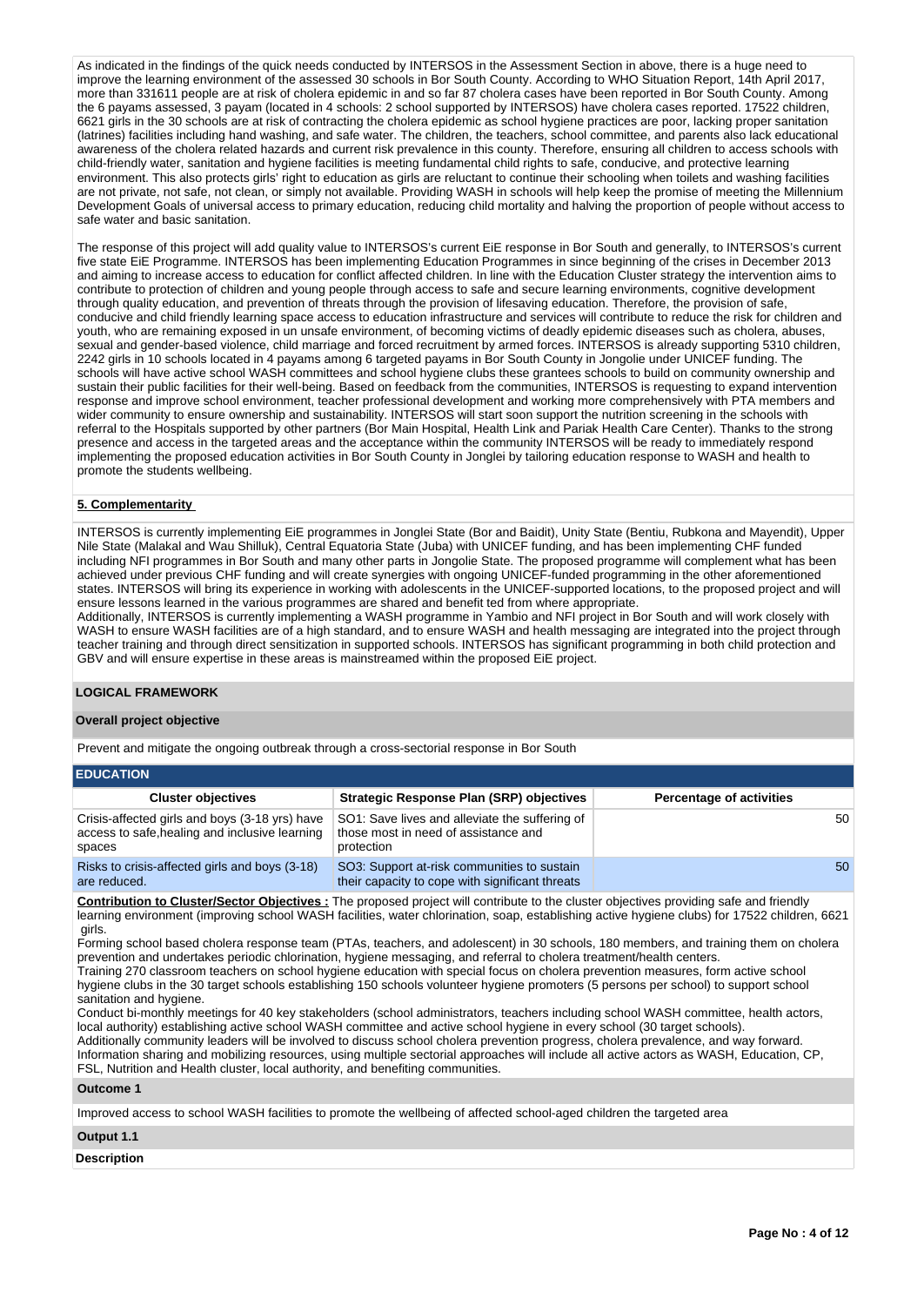As indicated in the findings of the quick needs conducted by INTERSOS in the Assessment Section in above, there is a huge need to improve the learning environment of the assessed 30 schools in Bor South County. According to WHO Situation Report, 14th April 2017, more than 331611 people are at risk of cholera epidemic in and so far 87 cholera cases have been reported in Bor South County. Among the 6 payams assessed, 3 payam (located in 4 schools: 2 school supported by INTERSOS) have cholera cases reported. 17522 children, 6621 girls in the 30 schools are at risk of contracting the cholera epidemic as school hygiene practices are poor, lacking proper sanitation (latrines) facilities including hand washing, and safe water. The children, the teachers, school committee, and parents also lack educational awareness of the cholera related hazards and current risk prevalence in this county. Therefore, ensuring all children to access schools with child-friendly water, sanitation and hygiene facilities is meeting fundamental child rights to safe, conducive, and protective learning environment. This also protects girls' right to education as girls are reluctant to continue their schooling when toilets and washing facilities are not private, not safe, not clean, or simply not available. Providing WASH in schools will help keep the promise of meeting the Millennium Development Goals of universal access to primary education, reducing child mortality and halving the proportion of people without access to safe water and basic sanitation.

The response of this project will add quality value to INTERSOS's current EiE response in Bor South and generally, to INTERSOS's current five state EiE Programme. INTERSOS has been implementing Education Programmes in since beginning of the crises in December 2013 and aiming to increase access to education for conflict affected children. In line with the Education Cluster strategy the intervention aims to contribute to protection of children and young people through access to safe and secure learning environments, cognitive development through quality education, and prevention of threats through the provision of lifesaving education. Therefore, the provision of safe, conducive and child friendly learning space access to education infrastructure and services will contribute to reduce the risk for children and youth, who are remaining exposed in un unsafe environment, of becoming victims of deadly epidemic diseases such as cholera, abuses, sexual and gender-based violence, child marriage and forced recruitment by armed forces. INTERSOS is already supporting 5310 children, 2242 girls in 10 schools located in 4 payams among 6 targeted payams in Bor South County in Jongolei under UNICEF funding. The schools will have active school WASH committees and school hygiene clubs these grantees schools to build on community ownership and sustain their public facilities for their well-being. Based on feedback from the communities, INTERSOS is requesting to expand intervention response and improve school environment, teacher professional development and working more comprehensively with PTA members and wider community to ensure ownership and sustainability. INTERSOS will start soon support the nutrition screening in the schools with referral to the Hospitals supported by other partners (Bor Main Hospital, Health Link and Pariak Health Care Center). Thanks to the strong presence and access in the targeted areas and the acceptance within the community INTERSOS will be ready to immediately respond implementing the proposed education activities in Bor South County in Jonglei by tailoring education response to WASH and health to promote the students wellbeing.

**5. Complementarity**

INTERSOS is currently implementing EiE programmes in Jonglei State (Bor and Baidit), Unity State (Bentiu, Rubkona and Mayendit), Upper Nile State (Malakal and Wau Shilluk), Central Equatoria State (Juba) with UNICEF funding, and has been implementing CHF funded including NFI programmes in Bor South and many other parts in Jongolie State. The proposed programme will complement what has been achieved under previous CHF funding and will create synergies with ongoing UNICEF-funded programming in the other aforementioned states. INTERSOS will bring its experience in working with adolescents in the UNICEF-supported locations, to the proposed project and will ensure lessons learned in the various programmes are shared and benefit ted from where appropriate.
Additionally, INTERSOS is currently implementing a WASH programme in Yambio and NFI project in Bor South and will work closely with WASH to ensure WASH facilities are of a high standard, and to ensure WASH and health messaging are integrated into the project through teacher training and through direct sensitization in supported schools. INTERSOS has significant programming in both child protection and GBV and will ensure expertise in these areas is mainstreamed within the proposed EiE project.

## LOGICAL FRAMEWORK

### Overall project objective

Prevent and mitigate the ongoing outbreak through a cross-sectorial response in Bor South

### EDUCATION

| Cluster objectives | Strategic Response Plan (SRP) objectives | Percentage of activities |
|---|---|---|
| Crisis-affected girls and boys (3-18 yrs) have access to safe,healing and inclusive learning spaces | SO1: Save lives and alleviate the suffering of those most in need of assistance and protection | 50 |
| Risks to crisis-affected girls and boys (3-18) are reduced. | SO3: Support at-risk communities to sustain their capacity to cope with significant threats | 50 |

**Contribution to Cluster/Sector Objectives :** The proposed project will contribute to the cluster objectives providing safe and friendly learning environment (improving school WASH facilities, water chlorination, soap, establishing active hygiene clubs) for 17522 children, 6621 girls.
Forming school based cholera response team (PTAs, teachers, and adolescent) in 30 schools, 180 members, and training them on cholera prevention and undertakes periodic chlorination, hygiene messaging, and referral to cholera treatment/health centers.
Training 270 classroom teachers on school hygiene education with special focus on cholera prevention measures, form active school hygiene clubs in the 30 target schools establishing 150 schools volunteer hygiene promoters (5 persons per school) to support school sanitation and hygiene.
Conduct bi-monthly meetings for 40 key stakeholders (school administrators, teachers including school WASH committee, health actors, local authority) establishing active school WASH committee and active school hygiene in every school (30 target schools).
Additionally community leaders will be involved to discuss school cholera prevention progress, cholera prevalence, and way forward. Information sharing and mobilizing resources, using multiple sectorial approaches will include all active actors as WASH, Education, CP, FSL, Nutrition and Health cluster, local authority, and benefiting communities.

### Outcome 1

Improved access to school WASH facilities to promote the wellbeing of affected school-aged children the targeted area

### Output 1.1

**Description**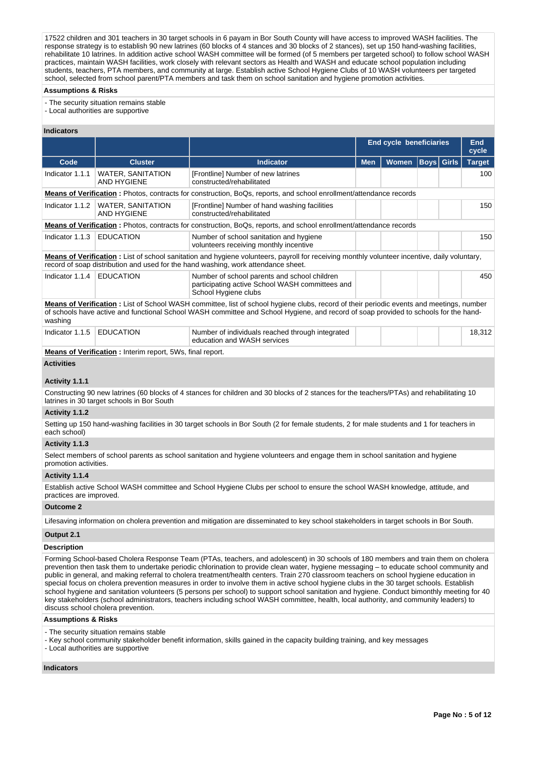17522 children and 301 teachers in 30 target schools in 6 payam in Bor South County will have access to improved WASH facilities. The response strategy is to establish 90 new latrines (60 blocks of 4 stances and 30 blocks of 2 stances), set up 150 hand-washing facilities, rehabilitate 10 latrines. In addition active school WASH committee will be formed (of 5 members per targeted school) to follow school WASH practices, maintain WASH facilities, work closely with relevant sectors as Health and WASH and educate school population including students, teachers, PTA members, and community at large. Establish active School Hygiene Clubs of 10 WASH volunteers per targeted school, selected from school parent/PTA members and task them on school sanitation and hygiene promotion activities.

**Assumptions & Risks**

- The security situation remains stable
- Local authorities are supportive

**Indicators**

| | | | End cycle beneficiaries | | | | End cycle |
|---|---|---|---|---|---|---|---|
| Code | Cluster | Indicator | Men | Women | Boys | Girls | Target |
| Indicator 1.1.1 | WATER, SANITATION AND HYGIENE | [Frontline] Number of new latrines constructed/rehabilitated | | | | | 100 |
| **Means of Verification :** Photos, contracts for construction, BoQs, reports, and school enrollment/attendance records | | | | | | | |
| Indicator 1.1.2 | WATER, SANITATION AND HYGIENE | [Frontline] Number of hand washing facilities constructed/rehabilitated | | | | | 150 |
| **Means of Verification :** Photos, contracts for construction, BoQs, reports, and school enrollment/attendance records | | | | | | | |
| Indicator 1.1.3 | EDUCATION | Number of school sanitation and hygiene volunteers receiving monthly incentive | | | | | 150 |
| **Means of Verification :** List of school sanitation and hygiene volunteers, payroll for receiving monthly volunteer incentive, daily voluntary, record of soap distribution and used for the hand washing, work attendance sheet. | | | | | | | |
| Indicator 1.1.4 | EDUCATION | Number of school parents and school children participating active School WASH committees and School Hygiene clubs | | | | | 450 |
| **Means of Verification :** List of School WASH committee, list of school hygiene clubs, record of their periodic events and meetings, number of schools have active and functional School WASH committee and School Hygiene, and record of soap provided to schools for the hand-washing | | | | | | | |
| Indicator 1.1.5 | EDUCATION | Number of individuals reached through integrated education and WASH services | | | | | 18,312 |
| **Means of Verification :** Interim report, 5Ws, final report. | | | | | | | |

**Activities**

**Activity 1.1.1**

Constructing 90 new latrines (60 blocks of 4 stances for children and 30 blocks of 2 stances for the teachers/PTAs) and rehabilitating 10 latrines in 30 target schools in Bor South

**Activity 1.1.2**

Setting up 150 hand-washing facilities in 30 target schools in Bor South (2 for female students, 2 for male students and 1 for teachers in each school)

**Activity 1.1.3**

Select members of school parents as school sanitation and hygiene volunteers and engage them in school sanitation and hygiene promotion activities.

**Activity 1.1.4**

Establish active School WASH committee and School Hygiene Clubs per school to ensure the school WASH knowledge, attitude, and practices are improved.

**Outcome 2**

Lifesaving information on cholera prevention and mitigation are disseminated to key school stakeholders in target schools in Bor South.

**Output 2.1**

**Description**

Forming School-based Cholera Response Team (PTAs, teachers, and adolescent) in 30 schools of 180 members and train them on cholera prevention then task them to undertake periodic chlorination to provide clean water, hygiene messaging – to educate school community and public in general, and making referral to cholera treatment/health centers. Train 270 classroom teachers on school hygiene education in special focus on cholera prevention measures in order to involve them in active school hygiene clubs in the 30 target schools. Establish school hygiene and sanitation volunteers (5 persons per school) to support school sanitation and hygiene. Conduct bimonthly meeting for 40 key stakeholders (school administrators, teachers including school WASH committee, health, local authority, and community leaders) to discuss school cholera prevention.

**Assumptions & Risks**

- The security situation remains stable
- Key school community stakeholder benefit information, skills gained in the capacity building training, and key messages
- Local authorities are supportive

**Indicators**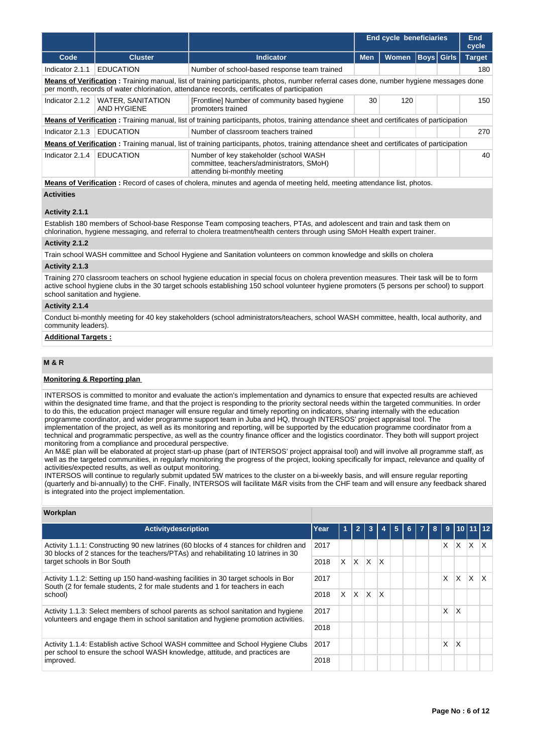| | | | End cycle beneficiaries | | | | End cycle |
|---|---|---|---|---|---|---|---|
| Code | Cluster | Indicator | Men | Women | Boys | Girls | Target |
| Indicator 2.1.1 | EDUCATION | Number of school-based response team trained | | | | | 180 |

**Means of Verification :** Training manual, list of training participants, photos, number referral cases done, number hygiene messages done per month, records of water chlorination, attendance records, certificates of participation

| Code | Cluster | Indicator | Men | Women | Boys | Girls | Target |
|---|---|---|---|---|---|---|---|
| Indicator 2.1.2 | WATER, SANITATION AND HYGIENE | [Frontline] Number of community based hygiene promoters trained | 30 | 120 | | | 150 |

**Means of Verification :** Training manual, list of training participants, photos, training attendance sheet and certificates of participation

| Code | Cluster | Indicator | Men | Women | Boys | Girls | Target |
|---|---|---|---|---|---|---|---|
| Indicator 2.1.3 | EDUCATION | Number of classroom teachers trained | | | | | 270 |

**Means of Verification :** Training manual, list of training participants, photos, training attendance sheet and certificates of participation

| Code | Cluster | Indicator | Men | Women | Boys | Girls | Target |
|---|---|---|---|---|---|---|---|
| Indicator 2.1.4 | EDUCATION | Number of key stakeholder (school WASH committee, teachers/administrators, SMoH) attending bi-monthly meeting | | | | | 40 |

**Means of Verification :** Record of cases of cholera, minutes and agenda of meeting held, meeting attendance list, photos.

**Activities**

**Activity 2.1.1**

Establish 180 members of School-base Response Team composing teachers, PTAs, and adolescent and train and task them on chlorination, hygiene messaging, and referral to cholera treatment/health centers through using SMoH Health expert trainer.

**Activity 2.1.2**

Train school WASH committee and School Hygiene and Sanitation volunteers on common knowledge and skills on cholera

**Activity 2.1.3**

Training 270 classroom teachers on school hygiene education in special focus on cholera prevention measures. Their task will be to form active school hygiene clubs in the 30 target schools establishing 150 school volunteer hygiene promoters (5 persons per school) to support school sanitation and hygiene.

**Activity 2.1.4**

Conduct bi-monthly meeting for 40 key stakeholders (school administrators/teachers, school WASH committee, health, local authority, and community leaders).

**Additional Targets :**

## M & R

**Monitoring & Reporting plan**

INTERSOS is committed to monitor and evaluate the action's implementation and dynamics to ensure that expected results are achieved within the designated time frame, and that the project is responding to the priority sectoral needs within the targeted communities. In order to do this, the education project manager will ensure regular and timely reporting on indicators, sharing internally with the education programme coordinator, and wider programme support team in Juba and HQ, through INTERSOS' project appraisal tool. The implementation of the project, as well as its monitoring and reporting, will be supported by the education programme coordinator from a technical and programmatic perspective, as well as the country finance officer and the logistics coordinator. They both will support project monitoring from a compliance and procedural perspective.
An M&E plan will be elaborated at project start-up phase (part of INTERSOS' project appraisal tool) and will involve all programme staff, as well as the targeted communities, in regularly monitoring the progress of the project, looking specifically for impact, relevance and quality of activities/expected results, as well as output monitoring.
INTERSOS will continue to regularly submit updated 5W matrices to the cluster on a bi-weekly basis, and will ensure regular reporting (quarterly and bi-annually) to the CHF. Finally, INTERSOS will facilitate M&R visits from the CHF team and will ensure any feedback shared is integrated into the project implementation.

**Workplan**

| Activitydescription | Year | 1 | 2 | 3 | 4 | 5 | 6 | 7 | 8 | 9 | 10 | 11 | 12 |
|---|---|---|---|---|---|---|---|---|---|---|---|---|---|
| Activity 1.1.1: Constructing 90 new latrines (60 blocks of 4 stances for children and 30 blocks of 2 stances for the teachers/PTAs) and rehabilitating 10 latrines in 30 target schools in Bor South | 2017 | | | | | | | | | X | X | X | X |
| | 2018 | X | X | X | X | | | | | | | | |
| Activity 1.1.2: Setting up 150 hand-washing facilities in 30 target schools in Bor South (2 for female students, 2 for male students and 1 for teachers in each school) | 2017 | | | | | | | | | X | X | X | X |
| | 2018 | X | X | X | X | | | | | | | | |
| Activity 1.1.3: Select members of school parents as school sanitation and hygiene volunteers and engage them in school sanitation and hygiene promotion activities. | 2017 | | | | | | | | | X | X | | |
| | 2018 | | | | | | | | | | | | |
| Activity 1.1.4: Establish active School WASH committee and School Hygiene Clubs per school to ensure the school WASH knowledge, attitude, and practices are improved. | 2017 | | | | | | | | | X | X | | |
| | 2018 | | | | | | | | | | | | |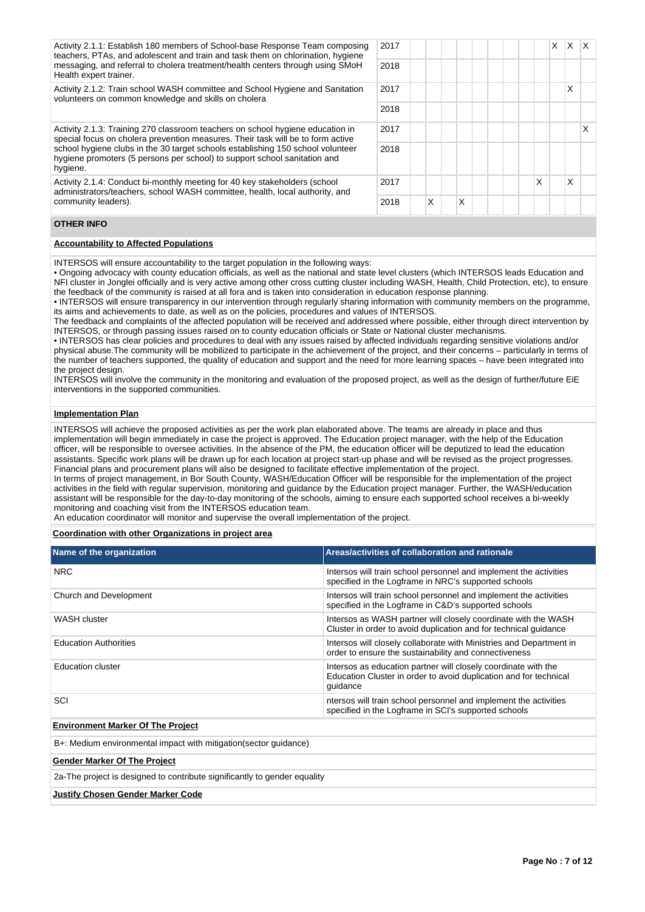| Activity | Year | 1 | 2 | 3 | 4 | 5 | 6 | 7 | 8 | 9 | 10 | 11 | 12 |
|---|---|---|---|---|---|---|---|---|---|---|---|---|---|
| Activity 2.1.1: Establish 180 members of School-base Response Team composing teachers, PTAs, and adolescent and train and task them on chlorination, hygiene messaging, and referral to cholera treatment/health centers through using SMoH Health expert trainer. | 2017 | | | | | | | | | | X | X | X |
| | 2018 | | | | | | | | | | | | |
| Activity 2.1.2: Train school WASH committee and School Hygiene and Sanitation volunteers on common knowledge and skills on cholera | 2017 | | | | | | | | | | | X | |
| | 2018 | | | | | | | | | | | | |
| Activity 2.1.3: Training 270 classroom teachers on school hygiene education in special focus on cholera prevention measures. Their task will be to form active school hygiene clubs in the 30 target schools establishing 150 school volunteer hygiene promoters (5 persons per school) to support school sanitation and hygiene. | 2017 | | | | | | | | | | | | X |
| | 2018 | | | | | | | | | | | | |
| Activity 2.1.4: Conduct bi-monthly meeting for 40 key stakeholders (school administrators/teachers, school WASH committee, health, local authority, and community leaders). | 2017 | | | | | | | | | X | | X | |
| | 2018 | | X | | X | | | | | | | | |

## OTHER INFO

**Accountability to Affected Populations**

INTERSOS will ensure accountability to the target population in the following ways:

• Ongoing advocacy with county education officials, as well as the national and state level clusters (which INTERSOS leads Education and NFI cluster in Jonglei officially and is very active among other cross cutting cluster including WASH, Health, Child Protection, etc), to ensure the feedback of the community is raised at all fora and is taken into consideration in education response planning.

• INTERSOS will ensure transparency in our intervention through regularly sharing information with community members on the programme, its aims and achievements to date, as well as on the policies, procedures and values of INTERSOS.

The feedback and complaints of the affected population will be received and addressed where possible, either through direct intervention by INTERSOS, or through passing issues raised on to county education officials or State or National cluster mechanisms.

• INTERSOS has clear policies and procedures to deal with any issues raised by affected individuals regarding sensitive violations and/or physical abuse.The community will be mobilized to participate in the achievement of the project, and their concerns – particularly in terms of the number of teachers supported, the quality of education and support and the need for more learning spaces – have been integrated into the project design.

INTERSOS will involve the community in the monitoring and evaluation of the proposed project, as well as the design of further/future EiE interventions in the supported communities.

**Implementation Plan**

INTERSOS will achieve the proposed activities as per the work plan elaborated above. The teams are already in place and thus implementation will begin immediately in case the project is approved. The Education project manager, with the help of the Education officer, will be responsible to oversee activities. In the absence of the PM, the education officer will be deputized to lead the education assistants. Specific work plans will be drawn up for each location at project start-up phase and will be revised as the project progresses. Financial plans and procurement plans will also be designed to facilitate effective implementation of the project.

In terms of project management, in Bor South County, WASH/Education Officer will be responsible for the implementation of the project activities in the field with regular supervision, monitoring and guidance by the Education project manager. Further, the WASH/education assistant will be responsible for the day-to-day monitoring of the schools, aiming to ensure each supported school receives a bi-weekly monitoring and coaching visit from the INTERSOS education team.

An education coordinator will monitor and supervise the overall implementation of the project.

**Coordination with other Organizations in project area**

| Name of the organization | Areas/activities of collaboration and rationale |
|---|---|
| NRC | Intersos will train school personnel and implement the activities specified in the Logframe in NRC's supported schools |
| Church and Development | Intersos will train school personnel and implement the activities specified in the Logframe in C&D's supported schools |
| WASH cluster | Intersos as WASH partner will closely coordinate with the WASH Cluster in order to avoid duplication and for technical guidance |
| Education Authorities | Intersos will closely collaborate with Ministries and Department in order to ensure the sustainability and connectiveness |
| Education cluster | Intersos as education partner will closely coordinate with the Education Cluster in order to avoid duplication and for technical guidance |
| SCI | ntersos will train school personnel and implement the activities specified in the Logframe in SCI's supported schools |

**Environment Marker Of The Project**

B+: Medium environmental impact with mitigation(sector guidance)

**Gender Marker Of The Project**

2a-The project is designed to contribute significantly to gender equality

**Justify Chosen Gender Marker Code**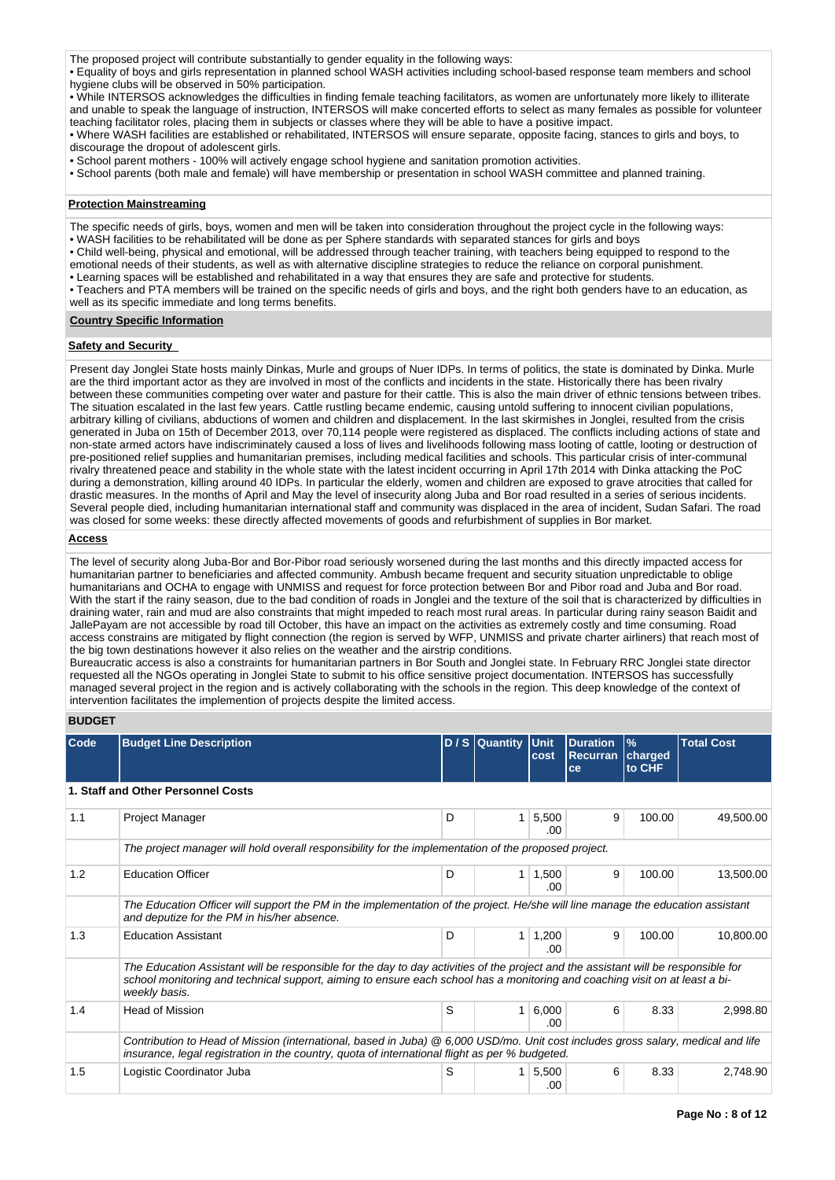The proposed project will contribute substantially to gender equality in the following ways:

• Equality of boys and girls representation in planned school WASH activities including school-based response team members and school hygiene clubs will be observed in 50% participation.

• While INTERSOS acknowledges the difficulties in finding female teaching facilitators, as women are unfortunately more likely to illiterate and unable to speak the language of instruction, INTERSOS will make concerted efforts to select as many females as possible for volunteer teaching facilitator roles, placing them in subjects or classes where they will be able to have a positive impact.

• Where WASH facilities are established or rehabilitated, INTERSOS will ensure separate, opposite facing, stances to girls and boys, to discourage the dropout of adolescent girls.

• School parent mothers - 100% will actively engage school hygiene and sanitation promotion activities.

• School parents (both male and female) will have membership or presentation in school WASH committee and planned training.

**Protection Mainstreaming**

The specific needs of girls, boys, women and men will be taken into consideration throughout the project cycle in the following ways:

• WASH facilities to be rehabilitated will be done as per Sphere standards with separated stances for girls and boys

• Child well-being, physical and emotional, will be addressed through teacher training, with teachers being equipped to respond to the emotional needs of their students, as well as with alternative discipline strategies to reduce the reliance on corporal punishment.

• Learning spaces will be established and rehabilitated in a way that ensures they are safe and protective for students.

• Teachers and PTA members will be trained on the specific needs of girls and boys, and the right both genders have to an education, as well as its specific immediate and long terms benefits.

**Country Specific Information**

**Safety and Security**

Present day Jonglei State hosts mainly Dinkas, Murle and groups of Nuer IDPs. In terms of politics, the state is dominated by Dinka. Murle are the third important actor as they are involved in most of the conflicts and incidents in the state. Historically there has been rivalry between these communities competing over water and pasture for their cattle. This is also the main driver of ethnic tensions between tribes. The situation escalated in the last few years. Cattle rustling became endemic, causing untold suffering to innocent civilian populations, arbitrary killing of civilians, abductions of women and children and displacement. In the last skirmishes in Jonglei, resulted from the crisis generated in Juba on 15th of December 2013, over 70,114 people were registered as displaced. The conflicts including actions of state and non-state armed actors have indiscriminately caused a loss of lives and livelihoods following mass looting of cattle, looting or destruction of pre-positioned relief supplies and humanitarian premises, including medical facilities and schools. This particular crisis of inter-communal rivalry threatened peace and stability in the whole state with the latest incident occurring in April 17th 2014 with Dinka attacking the PoC during a demonstration, killing around 40 IDPs. In particular the elderly, women and children are exposed to grave atrocities that called for drastic measures. In the months of April and May the level of insecurity along Juba and Bor road resulted in a series of serious incidents. Several people died, including humanitarian international staff and community was displaced in the area of incident, Sudan Safari. The road was closed for some weeks: these directly affected movements of goods and refurbishment of supplies in Bor market.

**Access**

The level of security along Juba-Bor and Bor-Pibor road seriously worsened during the last months and this directly impacted access for humanitarian partner to beneficiaries and affected community. Ambush became frequent and security situation unpredictable to oblige humanitarians and OCHA to engage with UNMISS and request for force protection between Bor and Pibor road and Juba and Bor road. With the start if the rainy season, due to the bad condition of roads in Jonglei and the texture of the soil that is characterized by difficulties in draining water, rain and mud are also constraints that might impeded to reach most rural areas. In particular during rainy season Baidit and JallePayam are not accessible by road till October, this have an impact on the activities as extremely costly and time consuming. Road access constrains are mitigated by flight connection (the region is served by WFP, UNMISS and private charter airliners) that reach most of the big town destinations however it also relies on the weather and the airstrip conditions.

Bureaucratic access is also a constraints for humanitarian partners in Bor South and Jonglei state. In February RRC Jonglei state director requested all the NGOs operating in Jonglei State to submit to his office sensitive project documentation. INTERSOS has successfully managed several project in the region and is actively collaborating with the schools in the region. This deep knowledge of the context of intervention facilitates the implemention of projects despite the limited access.

**BUDGET**

| Code | Budget Line Description | D / S | Quantity | Unit cost | Duration Recurrance | % charged to CHF | Total Cost |
|---|---|---|---|---|---|---|---|
| **1. Staff and Other Personnel Costs** | | | | | | | |
| 1.1 | Project Manager | D | 1 | 5,500.00 | 9 | 100.00 | 49,500.00 |
| | *The project manager will hold overall responsibility for the implementation of the proposed project.* | | | | | | |
| 1.2 | Education Officer | D | 1 | 1,500.00 | 9 | 100.00 | 13,500.00 |
| | *The Education Officer will support the PM in the implementation of the project. He/she will line manage the education assistant and deputize for the PM in his/her absence.* | | | | | | |
| 1.3 | Education Assistant | D | 1 | 1,200.00 | 9 | 100.00 | 10,800.00 |
| | *The Education Assistant will be responsible for the day to day activities of the project and the assistant will be responsible for school monitoring and technical support, aiming to ensure each school has a monitoring and coaching visit on at least a bi-weekly basis.* | | | | | | |
| 1.4 | Head of Mission | S | 1 | 6,000.00 | 6 | 8.33 | 2,998.80 |
| | *Contribution to Head of Mission (international, based in Juba) @ 6,000 USD/mo. Unit cost includes gross salary, medical and life insurance, legal registration in the country, quota of international flight as per % budgeted.* | | | | | | |
| 1.5 | Logistic Coordinator Juba | S | 1 | 5,500.00 | 6 | 8.33 | 2,748.90 |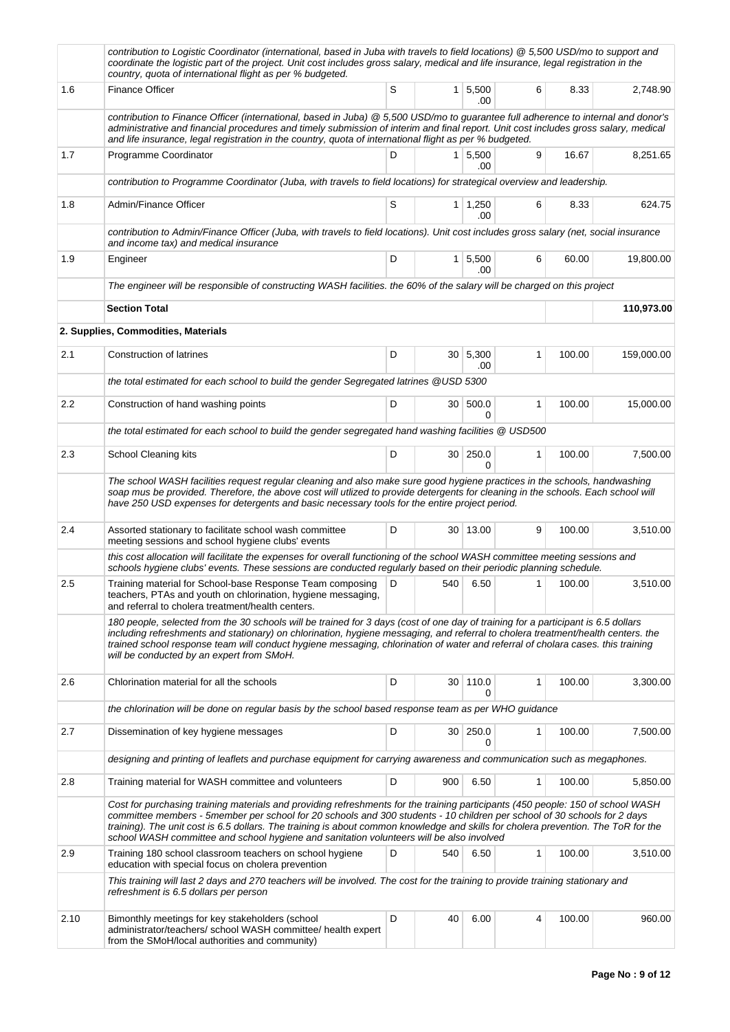| | | | | | | | |
|---|---|---|---|---|---|---|---|
| | *contribution to Logistic Coordinator (international, based in Juba with travels to field locations) @ 5,500 USD/mo to support and coordinate the logistic part of the project. Unit cost includes gross salary, medical and life insurance, legal registration in the country, quota of international flight as per % budgeted.* | | | | | | |
| 1.6 | Finance Officer | S | 1 | 5,500.00 | 6 | 8.33 | 2,748.90 |
| | *contribution to Finance Officer (international, based in Juba) @ 5,500 USD/mo to guarantee full adherence to internal and donor's administrative and financial procedures and timely submission of interim and final report. Unit cost includes gross salary, medical and life insurance, legal registration in the country, quota of international flight as per % budgeted.* | | | | | | |
| 1.7 | Programme Coordinator | D | 1 | 5,500.00 | 9 | 16.67 | 8,251.65 |
| | *contribution to Programme Coordinator (Juba, with travels to field locations) for strategical overview and leadership.* | | | | | | |
| 1.8 | Admin/Finance Officer | S | 1 | 1,250.00 | 6 | 8.33 | 624.75 |
| | *contribution to Admin/Finance Officer (Juba, with travels to field locations). Unit cost includes gross salary (net, social insurance and income tax) and medical insurance* | | | | | | |
| 1.9 | Engineer | D | 1 | 5,500.00 | 6 | 60.00 | 19,800.00 |
| | *The engineer will be responsible of constructing WASH facilities. the 60% of the salary will be charged on this project* | | | | | | |
| | **Section Total** | | | | | | **110,973.00** |
| | **2. Supplies, Commodities, Materials** | | | | | | |
| 2.1 | Construction of latrines | D | 30 | 5,300.00 | 1 | 100.00 | 159,000.00 |
| | *the total estimated for each school to build the gender Segregated latrines @USD 5300* | | | | | | |
| 2.2 | Construction of hand washing points | D | 30 | 500.00 | 1 | 100.00 | 15,000.00 |
| | *the total estimated for each school to build the gender segregated hand washing facilities @ USD500* | | | | | | |
| 2.3 | School Cleaning kits | D | 30 | 250.00 | 1 | 100.00 | 7,500.00 |
| | *The school WASH facilities request regular cleaning and also make sure good hygiene practices in the schools, handwashing soap mus be provided. Therefore, the above cost will utlized to provide detergents for cleaning in the schools. Each school will have 250 USD expenses for detergents and basic necessary tools for the entire project period.* | | | | | | |
| 2.4 | Assorted stationary to facilitate school wash committee meeting sessions and school hygiene clubs' events | D | 30 | 13.00 | 9 | 100.00 | 3,510.00 |
| | *this cost allocation will facilitate the expenses for overall functioning of the school WASH committee meeting sessions and schools hygiene clubs' events. These sessions are conducted regularly based on their periodic planning schedule.* | | | | | | |
| 2.5 | Training material for School-base Response Team composing teachers, PTAs and youth on chlorination, hygiene messaging, and referral to cholera treatment/health centers. | D | 540 | 6.50 | 1 | 100.00 | 3,510.00 |
| | *180 people, selected from the 30 schools will be trained for 3 days (cost of one day of training for a participant is 6.5 dollars including refreshments and stationary) on chlorination, hygiene messaging, and referral to cholera treatment/health centers. the trained school response team will conduct hygiene messaging, chlorination of water and referral of cholara cases. this training will be conducted by an expert from SMoH.* | | | | | | |
| 2.6 | Chlorination material for all the schools | D | 30 | 110.00 | 1 | 100.00 | 3,300.00 |
| | *the chlorination will be done on regular basis by the school based response team as per WHO guidance* | | | | | | |
| 2.7 | Dissemination of key hygiene messages | D | 30 | 250.00 | 1 | 100.00 | 7,500.00 |
| | *designing and printing of leaflets and purchase equipment for carrying awareness and communication such as megaphones.* | | | | | | |
| 2.8 | Training material for WASH committee and volunteers | D | 900 | 6.50 | 1 | 100.00 | 5,850.00 |
| | *Cost for purchasing training materials and providing refreshments for the training participants (450 people: 150 of school WASH committee members - 5member per school for 20 schools and 300 students - 10 children per school of 30 schools for 2 days training). The unit cost is 6.5 dollars. The training is about common knowledge and skills for cholera prevention. The ToR for the school WASH committee and school hygiene and sanitation volunteers will be also involved* | | | | | | |
| 2.9 | Training 180 school classroom teachers on school hygiene education with special focus on cholera prevention | D | 540 | 6.50 | 1 | 100.00 | 3,510.00 |
| | *This training will last 2 days and 270 teachers will be involved. The cost for the training to provide training stationary and refreshment is 6.5 dollars per person* | | | | | | |
| 2.10 | Bimonthly meetings for key stakeholders (school administrator/teachers/ school WASH committee/ health expert from the SMoH/local authorities and community) | D | 40 | 6.00 | 4 | 100.00 | 960.00 |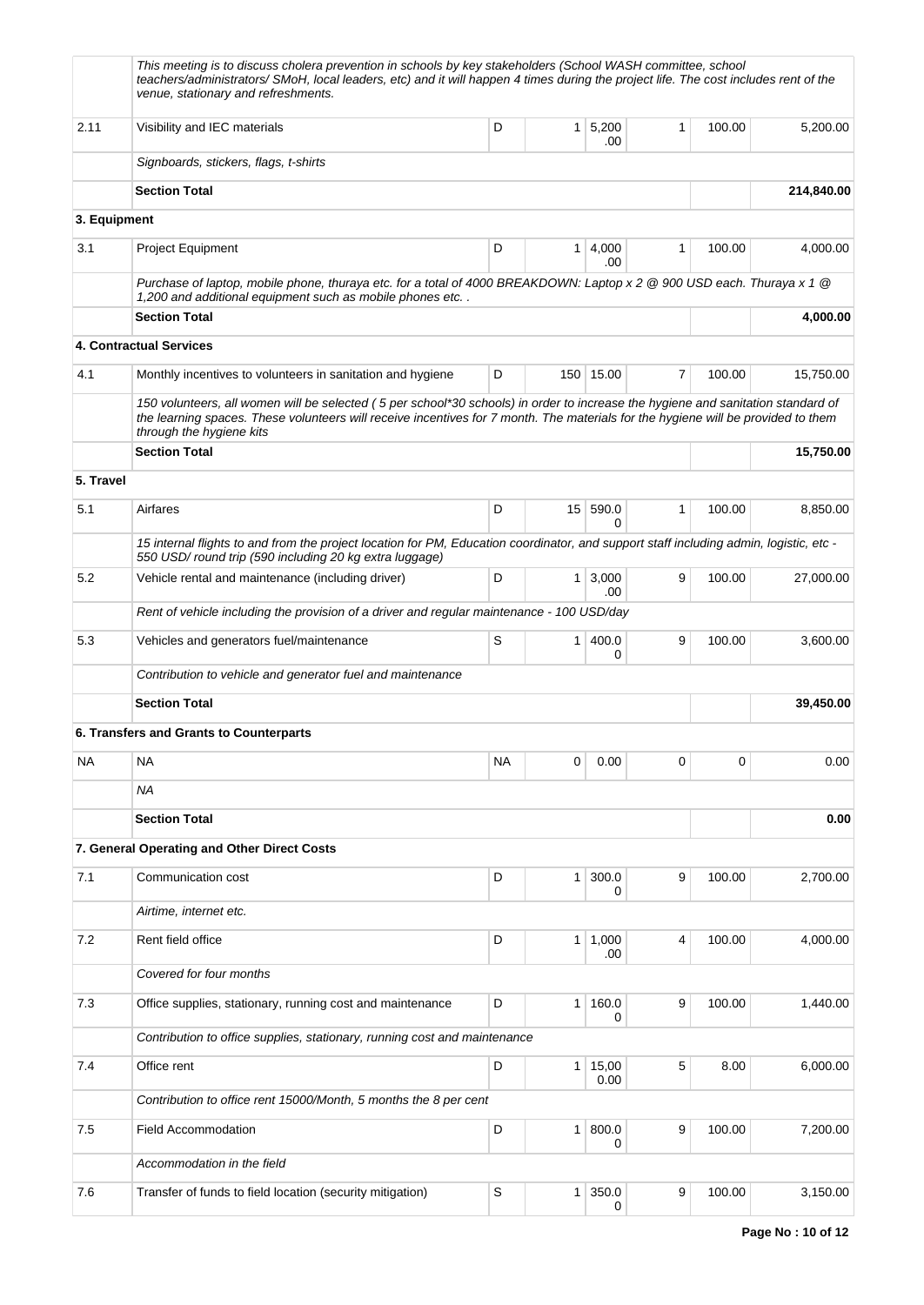| | | | | | | | |
|---|---|---|---|---|---|---|---|
| | *This meeting is to discuss cholera prevention in schools by key stakeholders (School WASH committee, school teachers/administrators/ SMoH, local leaders, etc) and it will happen 4 times during the project life. The cost includes rent of the venue, stationary and refreshments.* | | | | | | |
| 2.11 | Visibility and IEC materials | D | 1 | 5,200.00 | 1 | 100.00 | 5,200.00 |
| | *Signboards, stickers, flags, t-shirts* | | | | | | |
| | **Section Total** | | | | | | **214,840.00** |
| **3. Equipment** | | | | | | | |
| 3.1 | Project Equipment | D | 1 | 4,000.00 | 1 | 100.00 | 4,000.00 |
| | *Purchase of laptop, mobile phone, thuraya etc. for a total of 4000 BREAKDOWN: Laptop x 2 @ 900 USD each. Thuraya x 1 @ 1,200 and additional equipment such as mobile phones etc. .* | | | | | | |
| | **Section Total** | | | | | | **4,000.00** |
| | **4. Contractual Services** | | | | | | |
| 4.1 | Monthly incentives to volunteers in sanitation and hygiene | D | 150 | 15.00 | 7 | 100.00 | 15,750.00 |
| | *150 volunteers, all women will be selected ( 5 per school*30 schools) in order to increase the hygiene and sanitation standard of the learning spaces. These volunteers will receive incentives for 7 month. The materials for the hygiene will be provided to them through the hygiene kits* | | | | | | |
| | **Section Total** | | | | | | **15,750.00** |
| **5. Travel** | | | | | | | |
| 5.1 | Airfares | D | 15 | 590.00 | 1 | 100.00 | 8,850.00 |
| | *15 internal flights to and from the project location for PM, Education coordinator, and support staff including admin, logistic, etc - 550 USD/ round trip (590 including 20 kg extra luggage)* | | | | | | |
| 5.2 | Vehicle rental and maintenance (including driver) | D | 1 | 3,000.00 | 9 | 100.00 | 27,000.00 |
| | *Rent of vehicle including the provision of a driver and regular maintenance - 100 USD/day* | | | | | | |
| 5.3 | Vehicles and generators fuel/maintenance | S | 1 | 400.00 | 9 | 100.00 | 3,600.00 |
| | *Contribution to vehicle and generator fuel and maintenance* | | | | | | |
| | **Section Total** | | | | | | **39,450.00** |
| | **6. Transfers and Grants to Counterparts** | | | | | | |
| NA | NA | NA | 0 | 0.00 | 0 | 0 | 0.00 |
| | *NA* | | | | | | |
| | **Section Total** | | | | | | **0.00** |
| | **7. General Operating and Other Direct Costs** | | | | | | |
| 7.1 | Communication cost | D | 1 | 300.00 | 9 | 100.00 | 2,700.00 |
| | *Airtime, internet etc.* | | | | | | |
| 7.2 | Rent field office | D | 1 | 1,000.00 | 4 | 100.00 | 4,000.00 |
| | *Covered for four months* | | | | | | |
| 7.3 | Office supplies, stationary, running cost and maintenance | D | 1 | 160.00 | 9 | 100.00 | 1,440.00 |
| | *Contribution to office supplies, stationary, running cost and maintenance* | | | | | | |
| 7.4 | Office rent | D | 1 | 15,000.00 | 5 | 8.00 | 6,000.00 |
| | *Contribution to office rent 15000/Month, 5 months the 8 per cent* | | | | | | |
| 7.5 | Field Accommodation | D | 1 | 800.00 | 9 | 100.00 | 7,200.00 |
| | *Accommodation in the field* | | | | | | |
| 7.6 | Transfer of funds to field location (security mitigation) | S | 1 | 350.00 | 9 | 100.00 | 3,150.00 |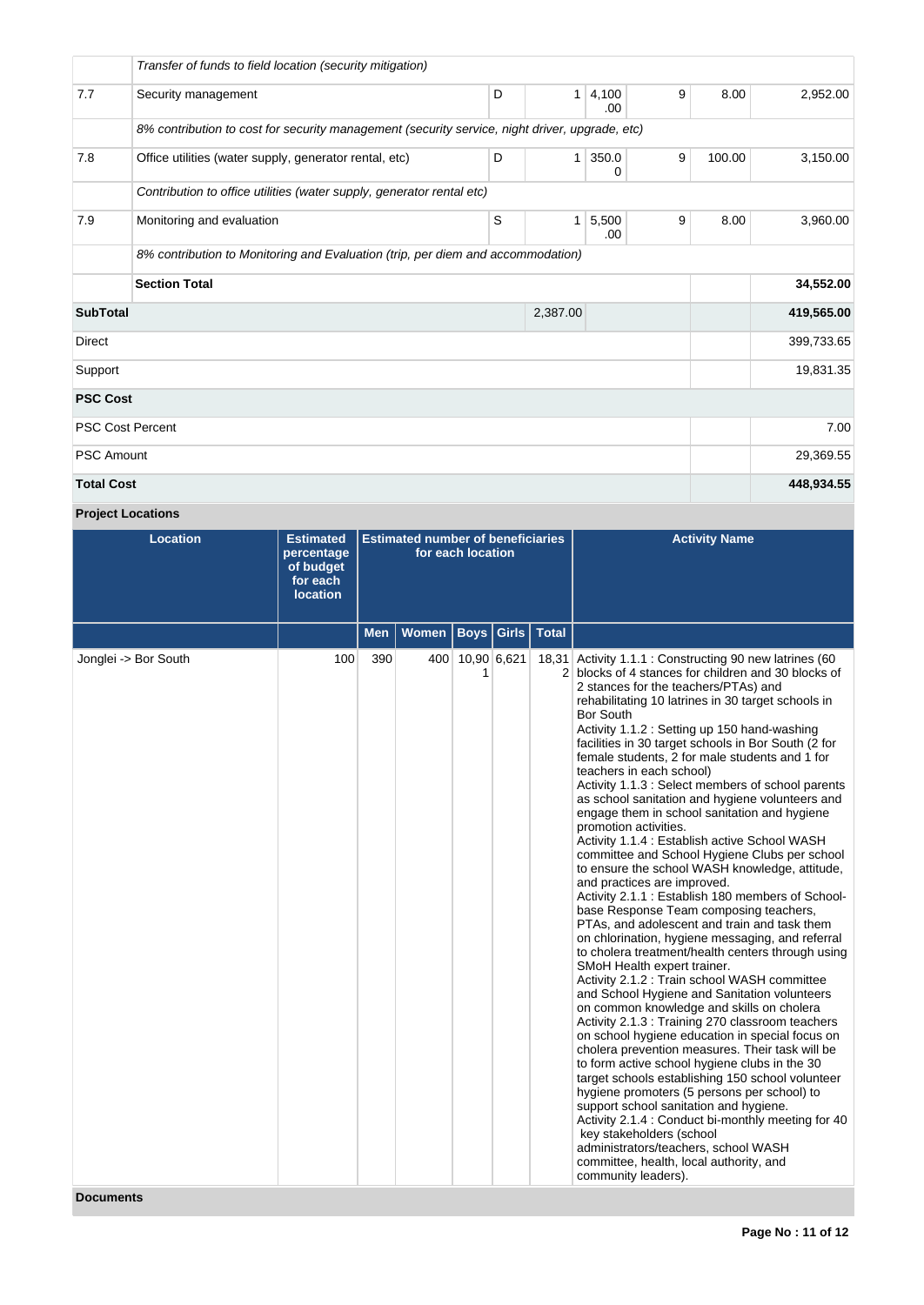| | | | | | | | |
|---|---|---|---|---|---|---|---|
| | *Transfer of funds to field location (security mitigation)* | | | | | | |
| 7.7 | Security management | D | 1 | 4,100.00 | 9 | 8.00 | 2,952.00 |
| | *8% contribution to cost for security management (security service, night driver, upgrade, etc)* | | | | | | |
| 7.8 | Office utilities (water supply, generator rental, etc) | D | 1 | 350.00 | 9 | 100.00 | 3,150.00 |
| | *Contribution to office utilities (water supply, generator rental etc)* | | | | | | |
| 7.9 | Monitoring and evaluation | S | 1 | 5,500.00 | 9 | 8.00 | 3,960.00 |
| | *8% contribution to Monitoring and Evaluation (trip, per diem and accommodation)* | | | | | | |
| | **Section Total** | | | | | | **34,552.00** |
| **SubTotal** | | | 2,387.00 | | | | **419,565.00** |
| Direct | | | | | | | 399,733.65 |
| Support | | | | | | | 19,831.35 |
| **PSC Cost** | | | | | | | |
| PSC Cost Percent | | | | | | | 7.00 |
| PSC Amount | | | | | | | 29,369.55 |
| **Total Cost** | | | | | | | **448,934.55** |

**Project Locations**

| Location | Estimated percentage of budget for each location | Estimated number of beneficiaries for each location | | | | | Activity Name |
|---|---|---|---|---|---|---|---|
| | | Men | Women | Boys | Girls | Total | |
| Jonglei -> Bor South | 100 | 390 | 400 | 10,901 | 6,621 | 18,312 | Activity 1.1.1 : Constructing 90 new latrines (60 blocks of 4 stances for children and 30 blocks of 2 stances for the teachers/PTAs) and rehabilitating 10 latrines in 30 target schools in Bor South<br>Activity 1.1.2 : Setting up 150 hand-washing facilities in 30 target schools in Bor South (2 for female students, 2 for male students and 1 for teachers in each school)<br>Activity 1.1.3 : Select members of school parents as school sanitation and hygiene volunteers and engage them in school sanitation and hygiene promotion activities.<br>Activity 1.1.4 : Establish active School WASH committee and School Hygiene Clubs per school to ensure the school WASH knowledge, attitude, and practices are improved.<br>Activity 2.1.1 : Establish 180 members of School-base Response Team composing teachers, PTAs, and adolescent and train and task them on chlorination, hygiene messaging, and referral to cholera treatment/health centers through using SMoH Health expert trainer.<br>Activity 2.1.2 : Train school WASH committee and School Hygiene and Sanitation volunteers on common knowledge and skills on cholera<br>Activity 2.1.3 : Training 270 classroom teachers on school hygiene education in special focus on cholera prevention measures. Their task will be to form active school hygiene clubs in the 30 target schools establishing 150 school volunteer hygiene promoters (5 persons per school) to support school sanitation and hygiene.<br>Activity 2.1.4 : Conduct bi-monthly meeting for 40 key stakeholders (school administrators/teachers, school WASH committee, health, local authority, and community leaders). |

**Documents**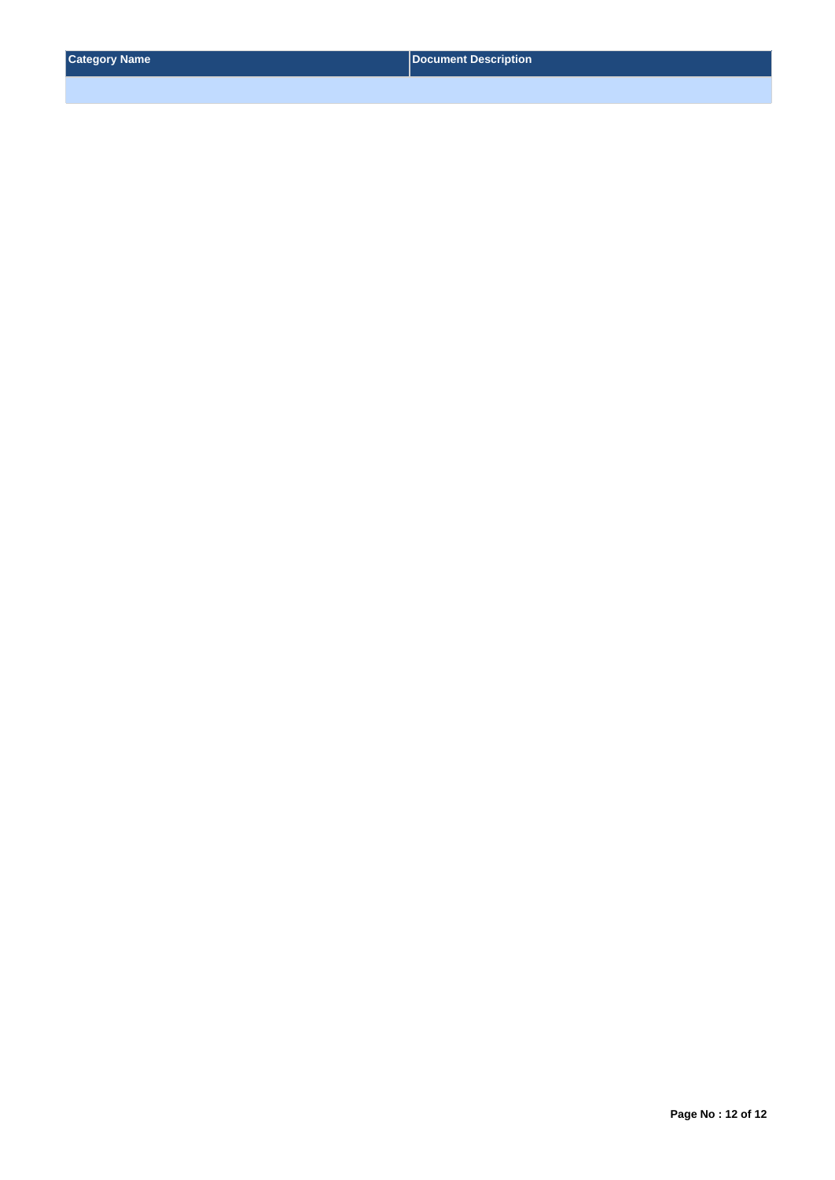| Category Name | Document Description |
| --- | --- |
| | |